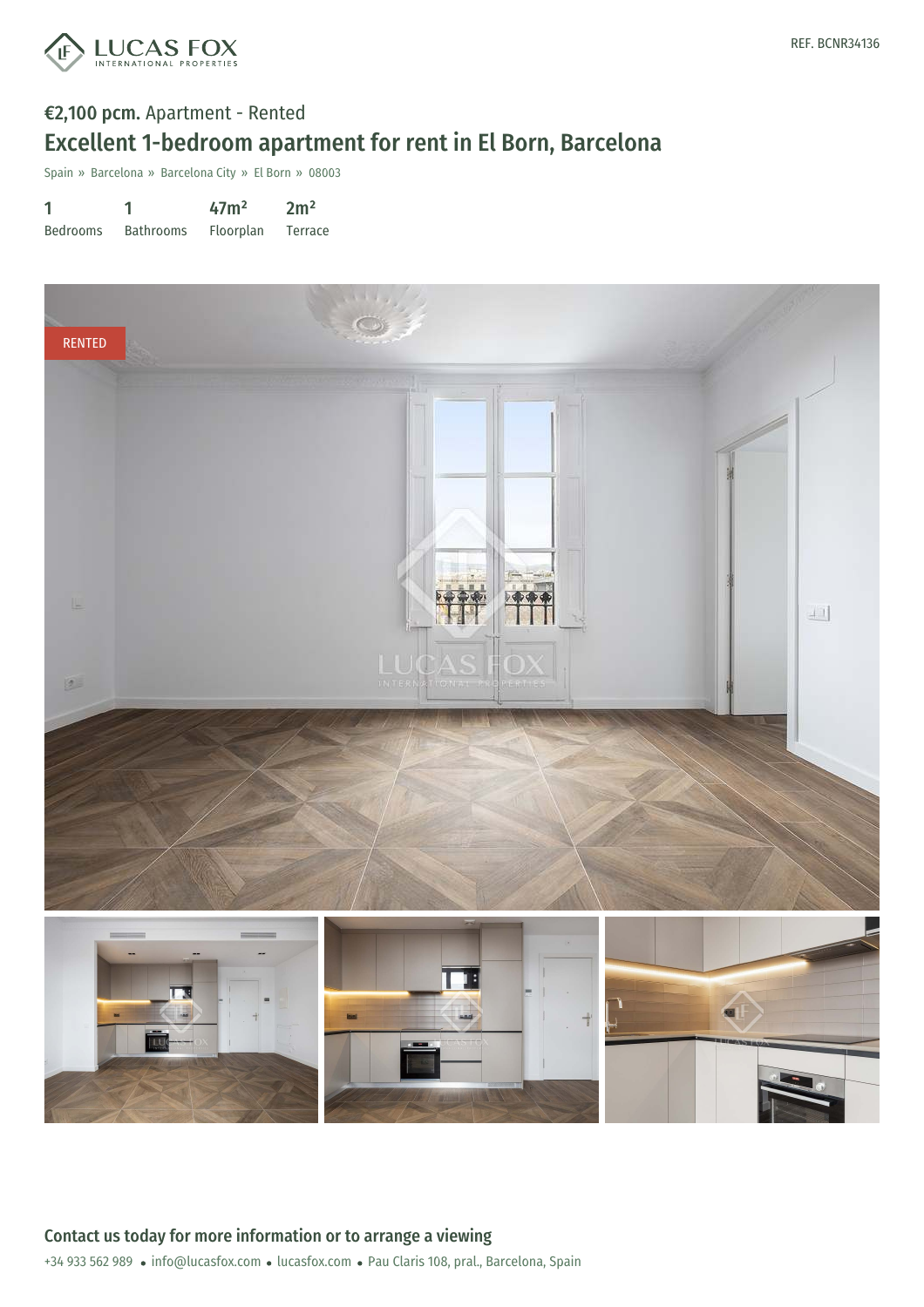REF. BCNR34136

**€2,100 pcm.** Apartment - Rented

# Excellent 1-bedroom apartment for rent in El Born, Barcelona

Spain » Barcelona » Barcelona City » El Born » 08003

| 1 | 1 | 47m² | 2m² |
|---|---|---|---|
| Bedrooms | Bathrooms | Floorplan | Terrace |

RENTED

## Contact us today for more information or to arrange a viewing

+34 933 562 989 • info@lucasfox.com • lucasfox.com • Pau Claris 108, pral., Barcelona, Spain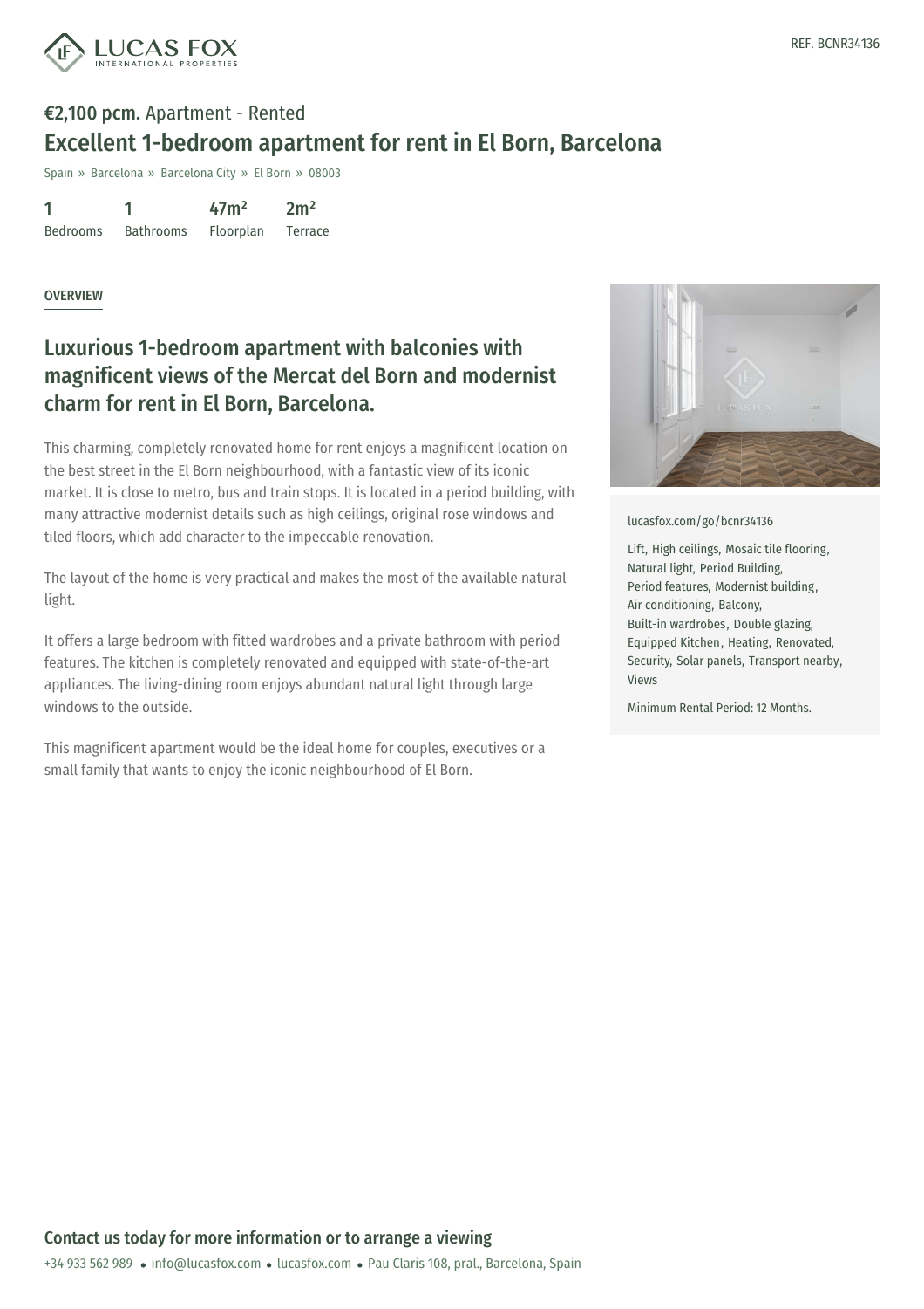REF. BCNR34136

**€2,100 pcm.** Apartment - Rented

# Excellent 1-bedroom apartment for rent in El Born, Barcelona

Spain » Barcelona » Barcelona City » El Born » 08003

| 1 | 1 | 47m² | 2m² |
|---|---|---|---|
| Bedrooms | Bathrooms | Floorplan | Terrace |

OVERVIEW

## Luxurious 1-bedroom apartment with balconies with magnificent views of the Mercat del Born and modernist charm for rent in El Born, Barcelona.

This charming, completely renovated home for rent enjoys a magnificent location on the best street in the El Born neighbourhood, with a fantastic view of its iconic market. It is close to metro, bus and train stops. It is located in a period building, with many attractive modernist details such as high ceilings, original rose windows and tiled floors, which add character to the impeccable renovation.

The layout of the home is very practical and makes the most of the available natural light.

It offers a large bedroom with fitted wardrobes and a private bathroom with period features. The kitchen is completely renovated and equipped with state-of-the-art appliances. The living-dining room enjoys abundant natural light through large windows to the outside.

This magnificent apartment would be the ideal home for couples, executives or a small family that wants to enjoy the iconic neighbourhood of El Born.

lucasfox.com/go/bcnr34136

Lift, High ceilings, Mosaic tile flooring, Natural light, Period Building, Period features, Modernist building, Air conditioning, Balcony, Built-in wardrobes, Double glazing, Equipped Kitchen, Heating, Renovated, Security, Solar panels, Transport nearby, Views

Minimum Rental Period: 12 Months.

**Contact us today for more information or to arrange a viewing**

+34 933 562 989 • info@lucasfox.com • lucasfox.com • Pau Claris 108, pral., Barcelona, Spain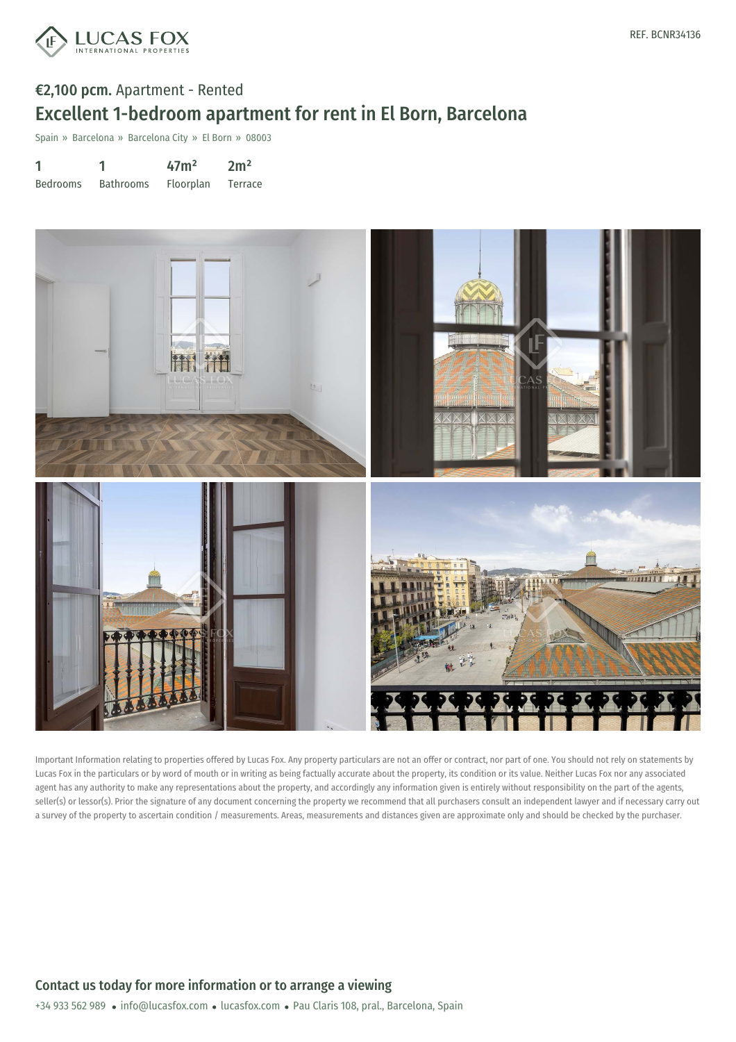REF. BCNR34136

**€2,100 pcm.** Apartment - Rented

# Excellent 1-bedroom apartment for rent in El Born, Barcelona

Spain » Barcelona » Barcelona City » El Born » 08003

| 1 | 1 | 47m² | 2m² |
|---|---|---|---|
| Bedrooms | Bathrooms | Floorplan | Terrace |

Important Information relating to properties offered by Lucas Fox. Any property particulars are not an offer or contract, nor part of one. You should not rely on statements by Lucas Fox in the particulars or by word of mouth or in writing as being factually accurate about the property, its condition or its value. Neither Lucas Fox nor any associated agent has any authority to make any representations about the property, and accordingly any information given is entirely without responsibility on the part of the agents, seller(s) or lessor(s). Prior the signature of any document concerning the property we recommend that all purchasers consult an independent lawyer and if necessary carry out a survey of the property to ascertain condition / measurements. Areas, measurements and distances given are approximate only and should be checked by the purchaser.

## Contact us today for more information or to arrange a viewing

+34 933 562 989 • info@lucasfox.com • lucasfox.com • Pau Claris 108, pral., Barcelona, Spain